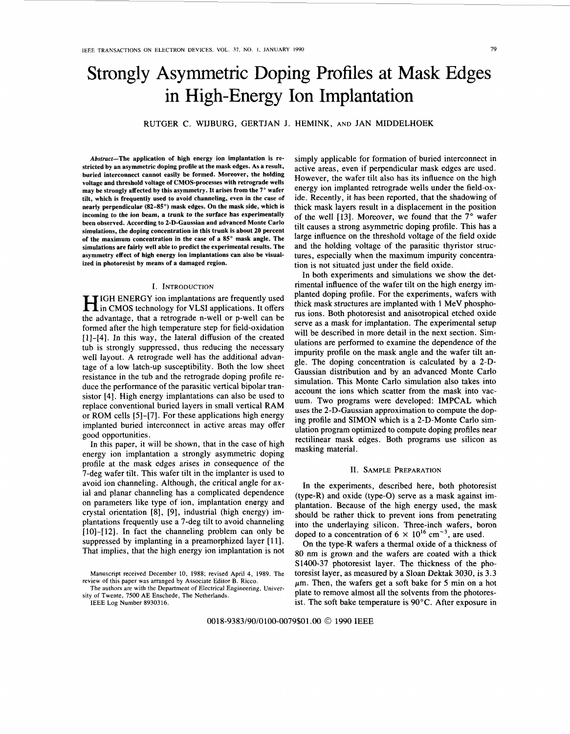# Strongly Asymmetric Doping Profiles at Mask Edges in High-Energy Ion Implantation

RUTGER C. WIJBURG, GERTJAN J. HEMINK, AND JAN MIDDELHOEK

***Abstract*—The application of high energy ion implantation is restricted by an asymmetric doping profile at the mask edges. As a result, buried interconnect cannot easily be formed. Moreover, the holding voltage and threshold voltage of CMOS-processes with retrograde wells may be strongly affected by this asymmetry. It arises from the 7° wafer tilt, which is frequently used to avoid channeling, even in the case of nearly perpendicular (82–85°) mask edges. On the mask side, which is incoming to the ion beam, a trunk to the surface has experimentally been observed. According to 2-D-Gaussian and advanced Monte Carlo simulations, the doping concentration in this trunk is about 20 percent of the maximum concentration in the case of a 85° mask angle. The simulations are fairly well able to predict the experimental results. The asymmetry effect of high energy ion implantations can also be visualized in photoresist by means of a damaged region.**

## I. Introduction

High ENERGY ion implantations are frequently used in CMOS technology for VLSI applications. It offers the advantage, that a retrograde n-well or p-well can be formed after the high temperature step for field-oxidation [1]–[4]. In this way, the lateral diffusion of the created tub is strongly suppressed, thus reducing the necessary well layout. A retrograde well has the additional advantage of a low latch-up susceptibility. Both the low sheet resistance in the tub and the retrograde doping profile reduce the performance of the parasitic vertical bipolar transistor [4]. High energy implantations can also be used to replace conventional buried layers in small vertical RAM or ROM cells [5]–[7]. For these applications high energy implanted buried interconnect in active areas may offer good opportunities.

In this paper, it will be shown, that in the case of high energy ion implantation a strongly asymmetric doping profile at the mask edges arises in consequence of the 7-deg wafer tilt. This wafer tilt in the implanter is used to avoid ion channeling. Although, the critical angle for axial and planar channeling has a complicated dependence on parameters like type of ion, implantation energy and crystal orientation [8], [9], industrial (high energy) implantations frequently use a 7-deg tilt to avoid channeling [10]–[12]. In fact the channeling problem can only be suppressed by implanting in a preamorphized layer [11]. That implies, that the high energy ion implantation is not simply applicable for formation of buried interconnect in active areas, even if perpendicular mask edges are used. However, the wafer tilt also has its influence on the high energy ion implanted retrograde wells under the field-oxide. Recently, it has been reported, that the shadowing of thick mask layers result in a displacement in the position of the well [13]. Moreover, we found that the 7° wafer tilt causes a strong asymmetric doping profile. This has a large influence on the threshold voltage of the field oxide and the holding voltage of the parasitic thyristor structures, especially when the maximum impurity concentration is not situated just under the field oxide.

In both experiments and simulations we show the detrimental influence of the wafer tilt on the high energy implanted doping profile. For the experiments, wafers with thick mask structures are implanted with 1 MeV phosphorus ions. Both photoresist and anisotropical etched oxide serve as a mask for implantation. The experimental setup will be described in more detail in the next section. Simulations are performed to examine the dependence of the impurity profile on the mask angle and the wafer tilt angle. The doping concentration is calculated by a 2-D-Gaussian distribution and by an advanced Monte Carlo simulation. This Monte Carlo simulation also takes into account the ions which scatter from the mask into vacuum. Two programs were developed: IMPCAL which uses the 2-D-Gaussian approximation to compute the doping profile and SIMON which is a 2-D-Monte Carlo simulation program optimized to compute doping profiles near rectilinear mask edges. Both programs use silicon as masking material.

## II. Sample Preparation

In the experiments, described here, both photoresist (type-R) and oxide (type-O) serve as a mask against implantation. Because of the high energy used, the mask should be rather thick to prevent ions from penetrating into the underlaying silicon. Three-inch wafers, boron doped to a concentration of $6 \times 10^{16}$ cm$^{-3}$, are used.

On the type-R wafers a thermal oxide of a thickness of 80 nm is grown and the wafers are coated with a thick S1400-37 photoresist layer. The thickness of the photoresist layer, as measured by a Sloan Dektak 3030, is 3.3 $\mu$m. Then, the wafers get a soft bake for 5 min on a hot plate to remove almost all the solvents from the photoresist. The soft bake temperature is 90°C. After exposure in

Manuscript received December 10, 1988; revised April 4, 1989. The review of this paper was arranged by Associate Editor B. Ricco.

The authors are with the Department of Electrical Engineering, University of Twente, 7500 AE Enschede, The Netherlands.

IEEE Log Number 8930316.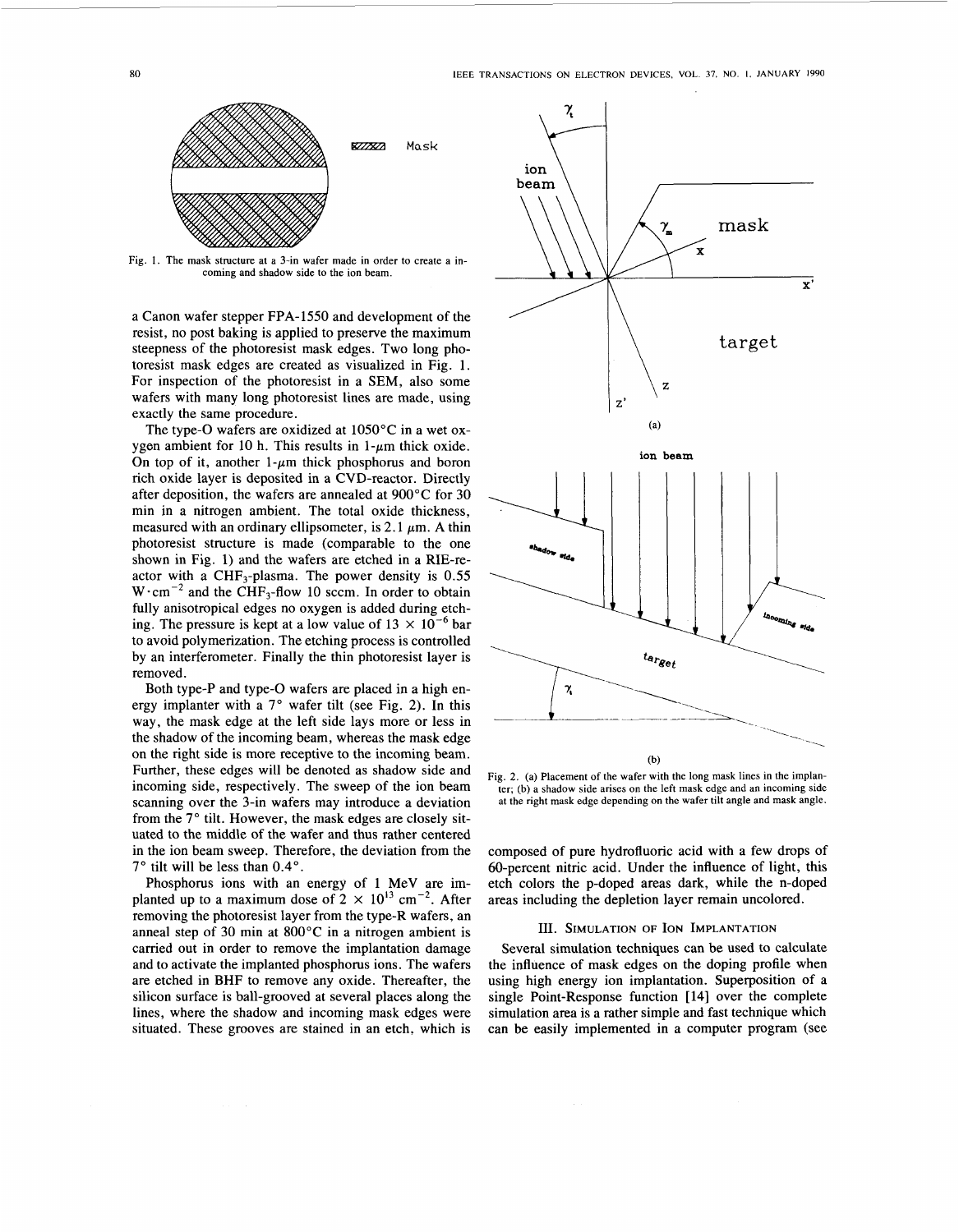Fig. 1. The mask structure at a 3-in wafer made in order to create a incoming and shadow side to the ion beam.

a Canon wafer stepper FPA-1550 and development of the resist, no post baking is applied to preserve the maximum steepness of the photoresist mask edges. Two long photoresist mask edges are created as visualized in Fig. 1. For inspection of the photoresist in a SEM, also some wafers with many long photoresist lines are made, using exactly the same procedure.

The type-O wafers are oxidized at 1050°C in a wet oxygen ambient for 10 h. This results in 1-$\mu$m thick oxide. On top of it, another 1-$\mu$m thick phosphorus and boron rich oxide layer is deposited in a CVD-reactor. Directly after deposition, the wafers are annealed at 900°C for 30 min in a nitrogen ambient. The total oxide thickness, measured with an ordinary ellipsometer, is 2.1 $\mu$m. A thin photoresist structure is made (comparable to the one shown in Fig. 1) and the wafers are etched in a RIE-reactor with a $CHF_3$-plasma. The power density is 0.55 $W \cdot cm^{-2}$ and the $CHF_3$-flow 10 sccm. In order to obtain fully anisotropical edges no oxygen is added during etching. The pressure is kept at a low value of $13 \times 10^{-6}$ bar to avoid polymerization. The etching process is controlled by an interferometer. Finally the thin photoresist layer is removed.

Both type-P and type-O wafers are placed in a high energy implanter with a 7° wafer tilt (see Fig. 2). In this way, the mask edge at the left side lays more or less in the shadow of the incoming beam, whereas the mask edge on the right side is more receptive to the incoming beam. Further, these edges will be denoted as shadow side and incoming side, respectively. The sweep of the ion beam scanning over the 3-in wafers may introduce a deviation from the 7° tilt. However, the mask edges are closely situated to the middle of the wafer and thus rather centered in the ion beam sweep. Therefore, the deviation from the 7° tilt will be less than 0.4°.

Phosphorus ions with an energy of 1 MeV are implanted up to a maximum dose of $2 \times 10^{13}$ $cm^{-2}$. After removing the photoresist layer from the type-R wafers, an anneal step of 30 min at 800°C in a nitrogen ambient is carried out in order to remove the implantation damage and to activate the implanted phosphorus ions. The wafers are etched in BHF to remove any oxide. Thereafter, the silicon surface is ball-grooved at several places along the lines, where the shadow and incoming mask edges were situated. These grooves are stained in an etch, which is composed of pure hydrofluoric acid with a few drops of 60-percent nitric acid. Under the influence of light, this etch colors the p-doped areas dark, while the n-doped areas including the depletion layer remain uncolored.

Fig. 2. (a) Placement of the wafer with the long mask lines in the implanter; (b) a shadow side arises on the left mask edge and an incoming side at the right mask edge depending on the wafer tilt angle and mask angle.

## III. Simulation of Ion Implantation

Several simulation techniques can be used to calculate the influence of mask edges on the doping profile when using high energy ion implantation. Superposition of a single Point-Response function [14] over the complete simulation area is a rather simple and fast technique which can be easily implemented in a computer program (see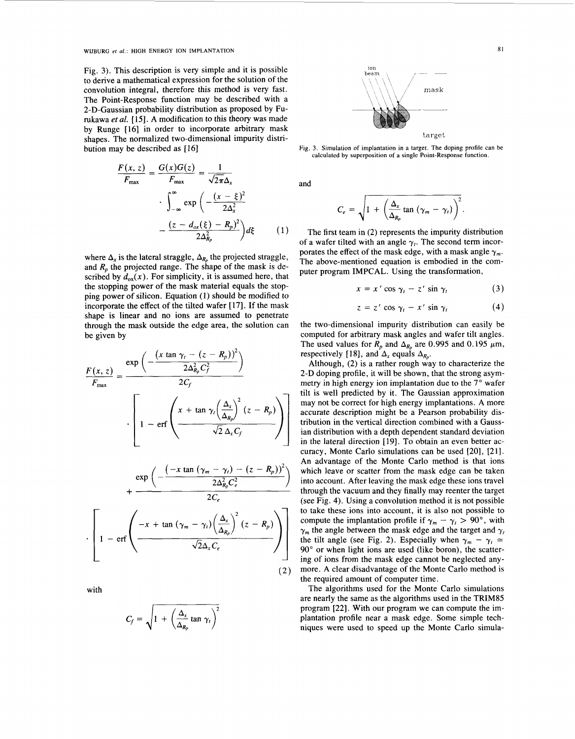Fig. 3). This description is very simple and it is possible to derive a mathematical expression for the solution of the convolution integral, therefore this method is very fast. The Point-Response function may be described with a 2-D-Gaussian probability distribution as proposed by Furukawa *et al.* [15]. A modification to this theory was made by Runge [16] in order to incorporate arbitrary mask shapes. The normalized two-dimensional impurity distribution may be described as [16]

$$\frac{F(x, z)}{F_{\max}} = \frac{G(x)G(z)}{F_{\max}} = \frac{1}{\sqrt{2\pi}\Delta_x} \cdot \int_{-\infty}^{\infty} \exp\left(-\frac{(x-\xi)^2}{2\Delta_x^2} - \frac{(z - d_{ox}(\xi) - R_p)^2}{2\Delta_{R_p}^2}\right) d\xi \tag{1}$$

where $\Delta_x$ is the lateral straggle, $\Delta_{R_p}$ the projected straggle, and $R_p$ the projected range. The shape of the mask is described by $d_{ox}(x)$. For simplicity, it is assumed here, that the stopping power of the mask material equals the stopping power of silicon. Equation (1) should be modified to incorporate the effect of the tilted wafer [17]. If the mask shape is linear and no ions are assumed to penetrate through the mask outside the edge area, the solution can be given by

$$\frac{F(x, z)}{F_{\max}} = \frac{\exp\left(-\dfrac{\left(x \tan \gamma_t - (z - R_p)\right)^2}{2\Delta_{R_p}^2 C_f^2}\right)}{2C_f} \cdot \left[1 - \operatorname{erf}\left(\frac{x + \tan \gamma_t \left(\dfrac{\Delta_x}{\Delta_{R_p}}\right)^2 (z - R_p)}{\sqrt{2}\,\Delta_x C_f}\right)\right] + \frac{\exp\left(-\dfrac{\left(-x \tan (\gamma_m - \gamma_t) - (z - R_p)\right)^2}{2\Delta_{R_p}^2 C_e^2}\right)}{2C_e} \cdot \left[1 - \operatorname{erf}\left(\frac{-x + \tan (\gamma_m - \gamma_t)\left(\dfrac{\Delta_x}{\Delta_{R_p}}\right)^2 (z - R_p)}{\sqrt{2}\Delta_x C_e}\right)\right] \tag{2}$$

with

$$C_f = \sqrt{1 + \left(\frac{\Delta_x}{\Delta_{R_p}} \tan \gamma_t\right)^2}$$

and

$$C_e = \sqrt{1 + \left(\frac{\Delta_x}{\Delta_{R_p}} \tan (\gamma_m - \gamma_t)\right)^2}.$$

Fig. 3. Simulation of implantation in a target. The doping profile can be calculated by superposition of a single Point-Response function.

The first team in (2) represents the impurity distribution of a wafer tilted with an angle $\gamma_t$. The second term incorporates the effect of the mask edge, with a mask angle $\gamma_m$. The above-mentioned equation is embodied in the computer program IMPCAL. Using the transformation,

$$x = x' \cos \gamma_t - z' \sin \gamma_t \tag{3}$$

$$z = z' \cos \gamma_t - x' \sin \gamma_t \tag{4}$$

the two-dimensional impurity distribution can easily be computed for arbitrary mask angles and wafer tilt angles. The used values for $R_p$ and $\Delta_{R_p}$ are 0.995 and 0.195 $\mu$m, respectively [18], and $\Delta_x$ equals $\Delta_{R_p}$.

Although, (2) is a rather rough way to characterize the 2-D doping profile, it will be shown, that the strong asymmetry in high energy ion implantation due to the 7° wafer tilt is well predicted by it. The Gaussian approximation may not be correct for high energy implantations. A more accurate description might be a Pearson probability distribution in the vertical direction combined with a Gaussian distribution in the lateral direction with a depth dependent standard deviation [19]. To obtain an even better accuracy, Monte Carlo simulations can be used [20], [21]. An advantage of the Monte Carlo method is that ions which leave or scatter from the mask edge can be taken into account. After leaving the mask edge these ions travel through the vacuum and they finally may reenter the target (see Fig. 4). Using a convolution method it is not possible to take these ions into account, it is also not possible to compute the implantation profile if $\gamma_m - \gamma_t > 90°$, with $\gamma_m$ the angle between the mask edge and the target and $\gamma_t$ the tilt angle (see Fig. 2). Especially when $\gamma_m - \gamma_t \simeq 90°$ or when light ions are used (like boron), the scattering of ions from the mask edge cannot be neglected anymore. A clear disadvantage of the Monte Carlo method is the required amount of computer time.

The algorithms used for the Monte Carlo simulations are nearly the same as the algorithms used in the TRIM85 program [22]. With our program we can compute the implantation profile near a mask edge. Some simple techniques were used to speed up the Monte Carlo simula-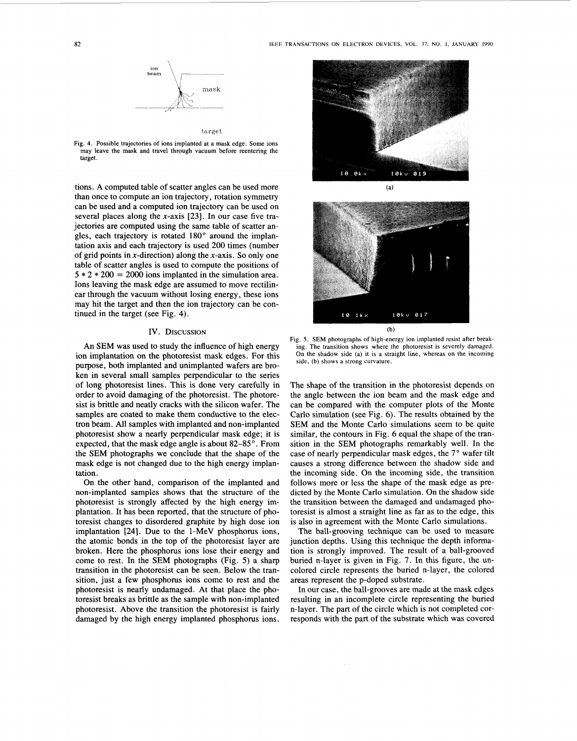ion beam

mask

target

Fig. 4. Possible trajectories of ions implanted at a mask edge. Some ions may leave the mask and travel through vacuum before reentering the target.

tions. A computed table of scatter angles can be used more than once to compute an ion trajectory, rotation symmetry can be used and a computed ion trajectory can be used on several places along the $x$-axis [23]. In our case five trajectories are computed using the same table of scatter angles, each trajectory is rotated 180° around the implantation axis and each trajectory is used 200 times (number of grid points in $x$-direction) along the $x$-axis. So only one table of scatter angles is used to compute the positions of $5 * 2 * 200 = 2000$ ions implanted in the simulation area. Ions leaving the mask edge are assumed to move rectilinear through the vacuum without losing energy, these ions may hit the target and then the ion trajectory can be continued in the target (see Fig. 4).

## IV. Discussion

An SEM was used to study the influence of high energy ion implantation on the photoresist mask edges. For this purpose, both implanted and unimplanted wafers are broken in several small samples perpendicular to the series of long photoresist lines. This is done very carefully in order to avoid damaging of the photoresist. The photoresist is brittle and neatly cracks with the silicon wafer. The samples are coated to make them conductive to the electron beam. All samples with implanted and non-implanted photoresist show a nearly perpendicular mask edge; it is expected, that the mask edge angle is about 82–85°. From the SEM photographs we conclude that the shape of the mask edge is not changed due to the high energy implantation.

On the other hand, comparison of the implanted and non-implanted samples shows that the structure of the photoresist is strongly affected by the high energy implantation. It has been reported, that the structure of photoresist changes to disordered graphite by high dose ion implantation [24]. Due to the 1-MeV phosphorus ions, the atomic bonds in the top of the photoresist layer are broken. Here the phosphorus ions lose their energy and come to rest. In the SEM photographs (Fig. 5) a sharp transition in the photoresist can be seen. Below the transition, just a few phosphorus ions come to rest and the photoresist is nearly undamaged. At that place the photoresist breaks as brittle as the sample with non-implanted photoresist. Above the transition the photoresist is fairly damaged by the high energy implanted phosphorus ions.

10.0kx 10kv 019

(a)

10.1kx 10kv 017

(b)

Fig. 5. SEM photographs of high-energy ion implanted resist after breaking. The transition shows where the photoresist is severely damaged. On the shadow side (a) it is a straight line, whereas on the incoming side, (b) shows a strong curvature.

The shape of the transition in the photoresist depends on the angle between the ion beam and the mask edge and can be compared with the computer plots of the Monte Carlo simulation (see Fig. 6). The results obtained by the SEM and the Monte Carlo simulations seem to be quite similar, the contours in Fig. 6 equal the shape of the transition in the SEM photographs remarkably well. In the case of nearly perpendicular mask edges, the 7° wafer tilt causes a strong difference between the shadow side and the incoming side. On the incoming side, the transition follows more or less the shape of the mask edge as predicted by the Monte Carlo simulation. On the shadow side the transition between the damaged and undamaged photoresist is almost a straight line as far as to the edge, this is also in agreement with the Monte Carlo simulations.

The ball-grooving technique can be used to measure junction depths. Using this technique the depth information is strongly improved. The result of a ball-grooved buried n-layer is given in Fig. 7. In this figure, the uncolored circle represents the buried n-layer, the colored areas represent the p-doped substrate.

In our case, the ball-grooves are made at the mask edges resulting in an incomplete circle representing the buried n-layer. The part of the circle which is not completed corresponds with the part of the substrate which was covered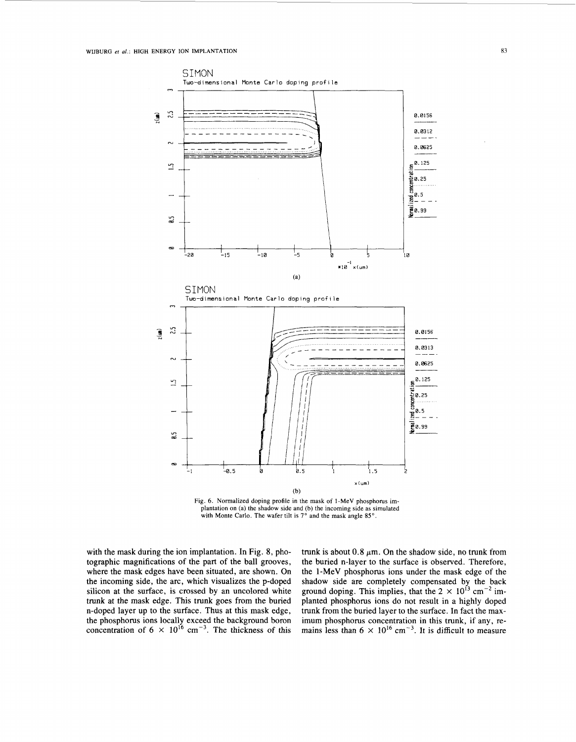Fig. 6. Normalized doping profile in the mask of 1-MeV phosphorus implantation on (a) the shadow side and (b) the incoming side as simulated with Monte Carlo. The wafer tilt is 7° and the mask angle 85°.

with the mask during the ion implantation. In Fig. 8, photographic magnifications of the part of the ball grooves, where the mask edges have been situated, are shown. On the incoming side, the arc, which visualizes the p-doped silicon at the surface, is crossed by an uncolored white trunk at the mask edge. This trunk goes from the buried n-doped layer up to the surface. Thus at this mask edge, the phosphorus ions locally exceed the background boron concentration of $6 \times 10^{16}$ cm$^{-3}$. The thickness of this trunk is about 0.8 $\mu$m. On the shadow side, no trunk from the buried n-layer to the surface is observed. Therefore, the 1-MeV phosphorus ions under the mask edge of the shadow side are completely compensated by the back ground doping. This implies, that the $2 \times 10^{13}$ cm$^{-2}$ implanted phosphorus ions do not result in a highly doped trunk from the buried layer to the surface. In fact the maximum phosphorus concentration in this trunk, if any, remains less than $6 \times 10^{16}$ cm$^{-3}$. It is difficult to measure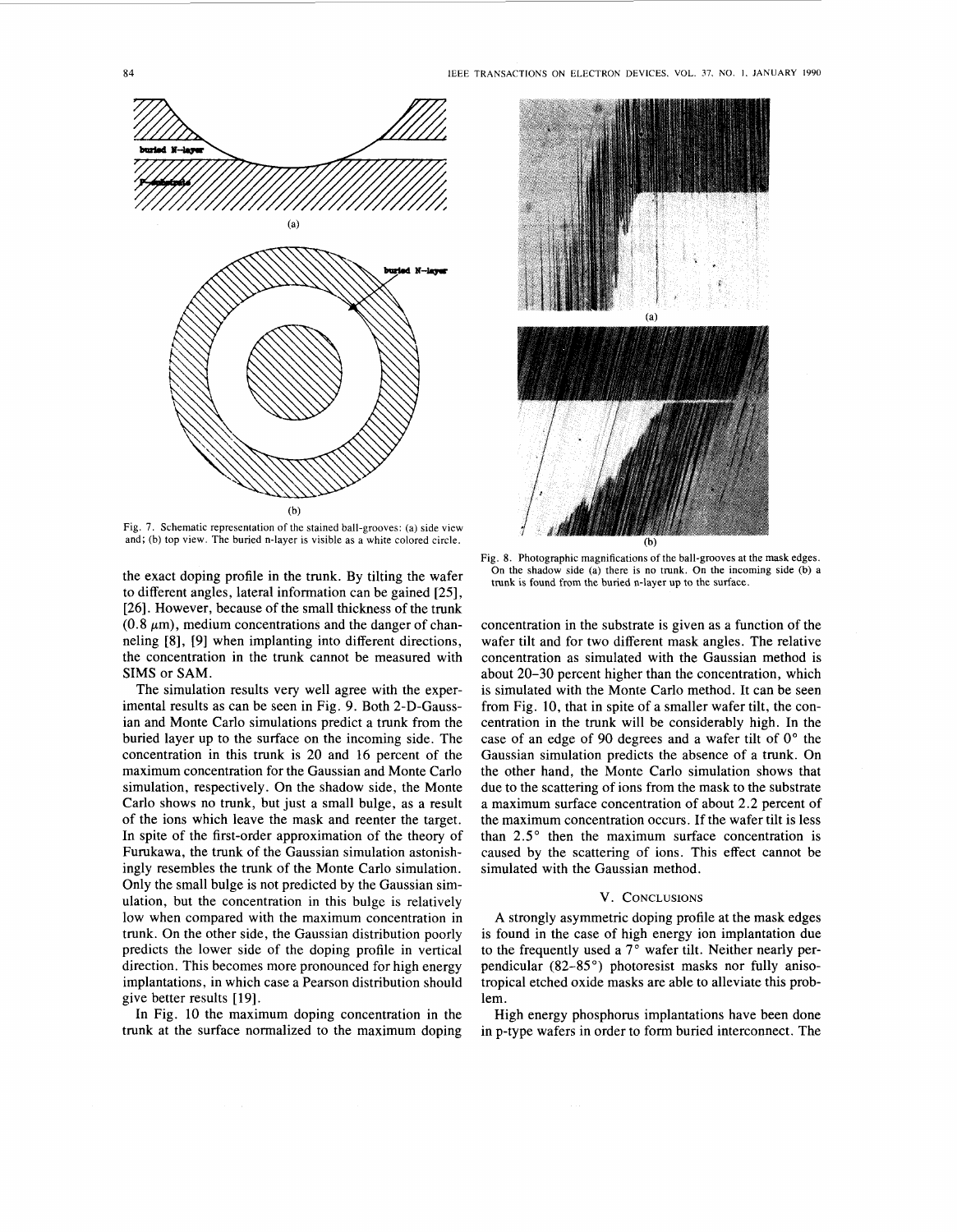Fig. 7. Schematic representation of the stained ball-grooves: (a) side view and; (b) top view. The buried n-layer is visible as a white colored circle.

Fig. 8. Photographic magnifications of the ball-grooves at the mask edges. On the shadow side (a) there is no trunk. On the incoming side (b) a trunk is found from the buried n-layer up to the surface.

the exact doping profile in the trunk. By tilting the wafer to different angles, lateral information can be gained [25], [26]. However, because of the small thickness of the trunk (0.8 $\mu$m), medium concentrations and the danger of channeling [8], [9] when implanting into different directions, the concentration in the trunk cannot be measured with SIMS or SAM.

The simulation results very well agree with the experimental results as can be seen in Fig. 9. Both 2-D-Gaussian and Monte Carlo simulations predict a trunk from the buried layer up to the surface on the incoming side. The concentration in this trunk is 20 and 16 percent of the maximum concentration for the Gaussian and Monte Carlo simulation, respectively. On the shadow side, the Monte Carlo shows no trunk, but just a small bulge, as a result of the ions which leave the mask and reenter the target. In spite of the first-order approximation of the theory of Furukawa, the trunk of the Gaussian simulation astonishingly resembles the trunk of the Monte Carlo simulation. Only the small bulge is not predicted by the Gaussian simulation, but the concentration in this bulge is relatively low when compared with the maximum concentration in trunk. On the other side, the Gaussian distribution poorly predicts the lower side of the doping profile in vertical direction. This becomes more pronounced for high energy implantations, in which case a Pearson distribution should give better results [19].

In Fig. 10 the maximum doping concentration in the trunk at the surface normalized to the maximum doping concentration in the substrate is given as a function of the wafer tilt and for two different mask angles. The relative concentration as simulated with the Gaussian method is about 20–30 percent higher than the concentration, which is simulated with the Monte Carlo method. It can be seen from Fig. 10, that in spite of a smaller wafer tilt, the concentration in the trunk will be considerably high. In the case of an edge of 90 degrees and a wafer tilt of 0° the Gaussian simulation predicts the absence of a trunk. On the other hand, the Monte Carlo simulation shows that due to the scattering of ions from the mask to the substrate a maximum surface concentration of about 2.2 percent of the maximum concentration occurs. If the wafer tilt is less than 2.5° then the maximum surface concentration is caused by the scattering of ions. This effect cannot be simulated with the Gaussian method.

## V. Conclusions

A strongly asymmetric doping profile at the mask edges is found in the case of high energy ion implantation due to the frequently used a 7° wafer tilt. Neither nearly perpendicular (82–85°) photoresist masks nor fully anisotropical etched oxide masks are able to alleviate this problem.

High energy phosphorus implantations have been done in p-type wafers in order to form buried interconnect. The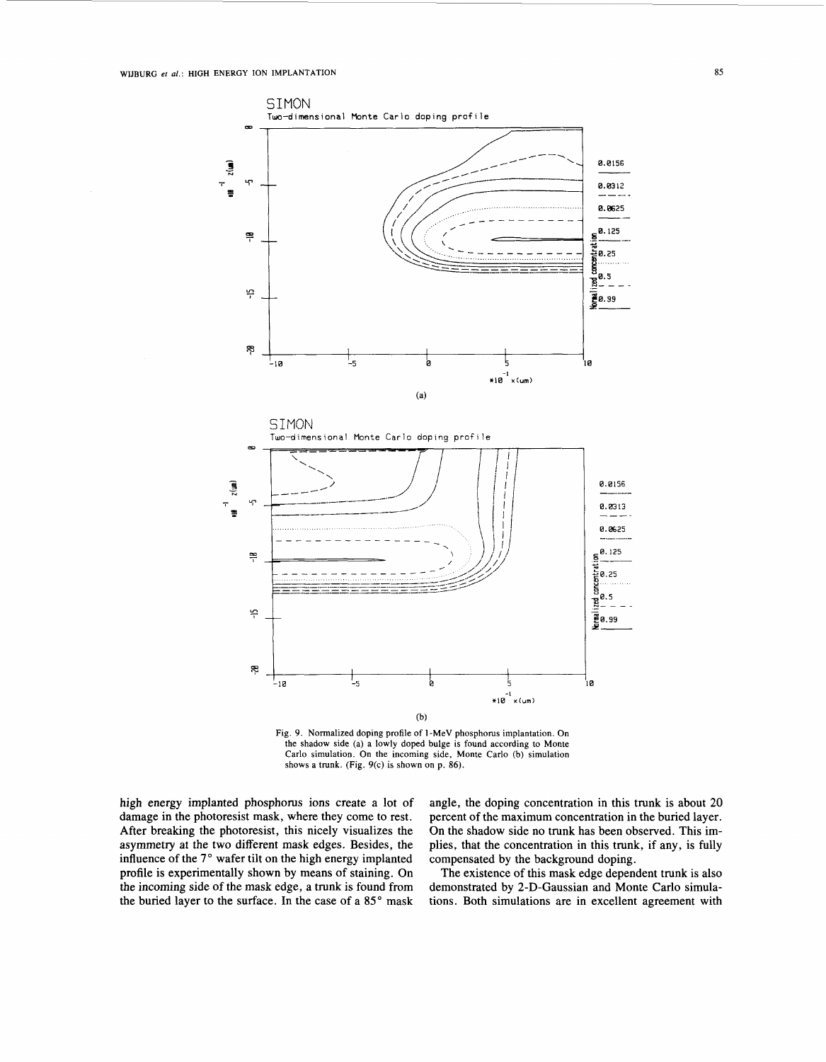Fig. 9. Normalized doping profile of 1-MeV phosphorus implantation. On the shadow side (a) a lowly doped bulge is found according to Monte Carlo simulation. On the incoming side, Monte Carlo (b) simulation shows a trunk. (Fig. 9(c) is shown on p. 86).

high energy implanted phosphorus ions create a lot of damage in the photoresist mask, where they come to rest. After breaking the photoresist, this nicely visualizes the asymmetry at the two different mask edges. Besides, the influence of the 7° wafer tilt on the high energy implanted profile is experimentally shown by means of staining. On the incoming side of the mask edge, a trunk is found from the buried layer to the surface. In the case of a 85° mask angle, the doping concentration in this trunk is about 20 percent of the maximum concentration in the buried layer. On the shadow side no trunk has been observed. This implies, that the concentration in this trunk, if any, is fully compensated by the background doping.

The existence of this mask edge dependent trunk is also demonstrated by 2-D-Gaussian and Monte Carlo simulations. Both simulations are in excellent agreement with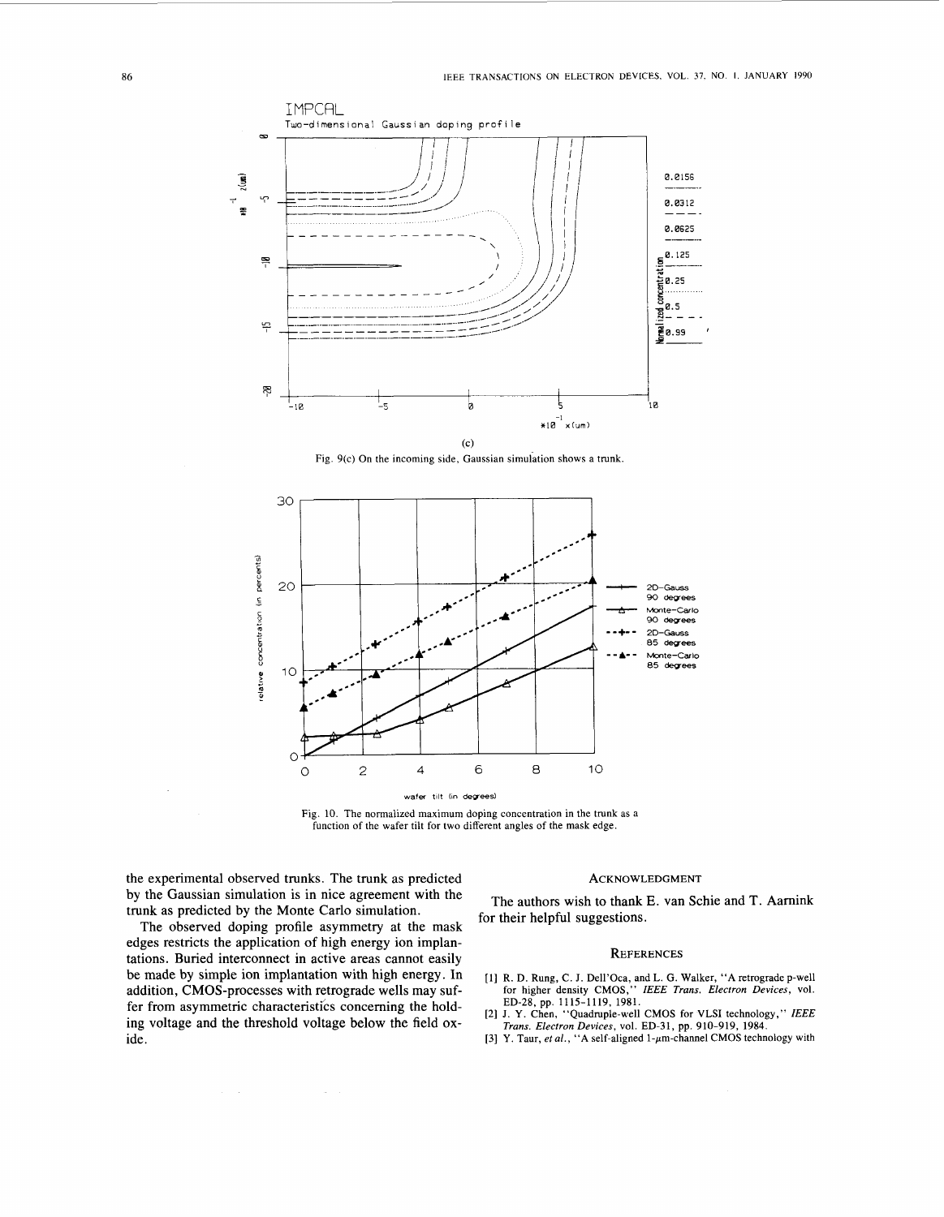(c)

Fig. 9(c) On the incoming side, Gaussian simulation shows a trunk.

Fig. 10. The normalized maximum doping concentration in the trunk as a function of the wafer tilt for two different angles of the mask edge.

the experimental observed trunks. The trunk as predicted by the Gaussian simulation is in nice agreement with the trunk as predicted by the Monte Carlo simulation.

The observed doping profile asymmetry at the mask edges restricts the application of high energy ion implantations. Buried interconnect in active areas cannot easily be made by simple ion implantation with high energy. In addition, CMOS-processes with retrograde wells may suffer from asymmetric characteristics concerning the holding voltage and the threshold voltage below the field oxide.

## Acknowledgment

The authors wish to thank E. van Schie and T. Aarnink for their helpful suggestions.

## References

[1] R. D. Rung, C. J. Dell'Oca, and L. G. Walker, "A retrograde p-well for higher density CMOS," *IEEE Trans. Electron Devices*, vol. ED-28, pp. 1115–1119, 1981.

[2] J. Y. Chen, "Quadruple-well CMOS for VLSI technology," *IEEE Trans. Electron Devices*, vol. ED-31, pp. 910–919, 1984.

[3] Y. Taur, *et al.*, "A self-aligned 1-$\mu$m-channel CMOS technology with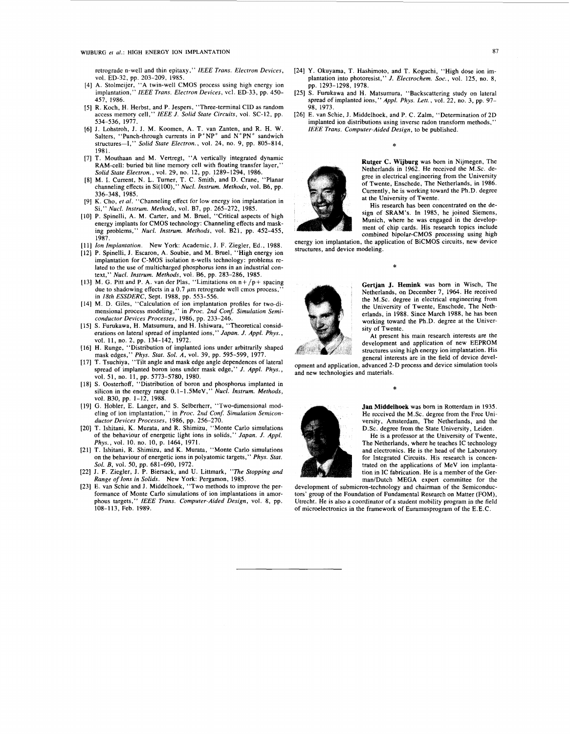retrograde n-well and thin epitaxy," *IEEE Trans. Electron Devices*, vol. ED-32, pp. 203–209, 1985.

[4] A. Stolmeijer, "A twin-well CMOS process using high energy ion implantation," *IEEE Trans. Electron Devices*, vol. ED-33, pp. 450–457, 1986.

[5] R. Koch, H. Herbst, and P. Jespers, "Three-terminal CID as random access memory cell," *IEEE J. Solid State Circuits*, vol. SC-12, pp. 534–536, 1977.

[6] J. Lohstroh, J. J. M. Koomen, A. T. van Zanten, and R. H. W. Salters, "Punch-through currents in $P^+NP^+$ and $N^+PN^+$ sandwich structures—I," *Solid State Electron.*, vol. 24, no. 9, pp. 805–814, 1981.

[7] T. Mouthaan and M. Vertregt, "A vertically integrated dynamic RAM-cell: buried bit line memory cell with floating transfer layer," *Solid State Electron.*, vol. 29, no. 12, pp. 1289–1294, 1986.

[8] M. I. Current, N. L. Turner, T. C. Smith, and D. Crane, "Planar channeling effects in Si(100)," *Nucl. Instrum. Methods*, vol. B6, pp. 336–348, 1985.

[9] K. Cho, *et al.* "Channeling effect for low energy ion implantation in Si," *Nucl. Instrum. Methods*, vol. B7, pp. 265–272, 1985.

[10] P. Spinelli, A. M. Carter, and M. Bruel, "Critical aspects of high energy implants for CMOS technology: Channeling effects and masking problems," *Nucl. Instrum. Methods*, vol. B21, pp. 452–455, 1987.

[11] *Ion Implantation.* New York: Academic, J. F. Ziegler, Ed., 1988.

[12] P. Spinelli, J. Escaron, A. Soubie, and M. Bruel, "High energy ion implantation for C-MOS isolation n-wells technology: problems related to the use of multicharged phosphorus ions in an industrial context," *Nucl. Instrum. Methods*, vol. B6, pp. 283–286, 1985.

[13] M. G. Pitt and P. A. van der Plas, "Limitations on n+/p+ spacing due to shadowing effects in a 0.7 μm retrograde well cmos process," in *18th ESSDERC*, Sept. 1988, pp. 553–556.

[14] M. D. Giles, "Calculation of ion implantation profiles for two-dimensional process modeling," in *Proc. 2nd Conf. Simulation Semiconductor Devices Processes*, 1986, pp. 233–246.

[15] S. Furukawa, H. Matsumura, and H. Ishiwara, "Theoretical considerations on lateral spread of implanted ions," *Japan. J. Appl. Phys.*, vol. 11, no. 2, pp. 134–142, 1972.

[16] H. Runge, "Distribution of implanted ions under arbitrarily shaped mask edges," *Phys. Stat. Sol. A*, vol. 39, pp. 595–599, 1977.

[17] T. Tsuchiya, "Tilt angle and mask edge angle dependences of lateral spread of implanted boron ions under mask edge," *J. Appl. Phys.*, vol. 51, no. 11, pp. 5773–5780, 1980.

[18] S. Oosterhoff, "Distribution of boron and phosphorus implanted in silicon in the energy range 0.1–1.5MeV," *Nucl. Instrum. Methods*, vol. B30, pp. 1–12, 1988.

[19] G. Hobler, E. Langer, and S. Selberherr, "Two-dimensional modeling of ion implantation," in *Proc. 2nd Conf. Simulation Semiconductor Devices Processes*, 1986, pp. 256–270.

[20] T. Ishitani, K. Murata, and R. Shimizu, "Monte Carlo simulations of the behaviour of energetic light ions in solids," *Japan. J. Appl. Phys.*, vol. 10. no. 10, p. 1464, 1971.

[21] T. Ishitani, R. Shimizu, and K. Murata, "Monte Carlo simulations on the behaviour of energetic ions in polyatomic targets," *Phys. Stat. Sol. B*, vol. 50, pp. 681–690, 1972.

[22] J. F. Ziegler, J. P. Biersack, and U. Littmark, *"The Stopping and Range of Ions in Solids.* New York: Pergamon, 1985.

[23] E. van Schie and J. Middelhoek, "Two methods to improve the performance of Monte Carlo simulations of ion implantations in amorphous targets," *IEEE Trans. Computer-Aided Design*, vol. 8, pp. 108–113, Feb. 1989.

[24] Y. Okuyama, T. Hashimoto, and T. Koguchi, "High dose ion implantation into photoresist," *J. Electrochem. Soc.*, vol. 125, no. 8, pp. 1293–1298, 1978.

[25] S. Furukawa and H. Matsumura, "Backscattering study on lateral spread of implanted ions," *Appl. Phys. Lett.*, vol. 22, no. 3, pp. 97–98, 1973.

[26] E. van Schie, J. Middelhoek, and P. C. Zalm, "Determination of 2D implanted ion distributions using inverse radon transform methods," *IEEE Trans. Computer-Aided Design*, to be published.

\*

**Rutger C. Wijburg** was born in Nijmegen, The Netherlands in 1962. He received the M.Sc. degree in electrical engineering from the University of Twente, Enschede, The Netherlands, in 1986. Currently, he is working toward the Ph.D. degree at the University of Twente.

His research has been concentrated on the design of SRAM's. In 1985, he joined Siemens, Munich, where he was engaged in the development of chip cards. His research topics include combined bipolar-CMOS processing using high energy ion implantation, the application of BiCMOS circuits, new device structures, and device modeling.

\*

**Gertjan J. Hemink** was born in Wisch, The Netherlands, on December 7, 1964. He received the M.Sc. degree in electrical engineering from the University of Twente, Enschede, The Netherlands, in 1988. Since March 1988, he has been working toward the Ph.D. degree at the University of Twente.

At present his main research interests are the development and application of new EEPROM structures using high energy ion implantation. His general interests are in the field of device development and application, advanced 2-D process and device simulation tools and new technologies and materials.

\*

**Jan Middelhoek** was born in Rotterdam in 1935. He received the M.Sc. degree from the Free University, Amsterdam, The Netherlands, and the D.Sc. degree from the State University, Leiden.

He is a professor at the University of Twente, The Netherlands, where he teaches IC technology and electronics. He is the head of the Laboratory for Integrated Circuits. His research is concentrated on the applications of MeV ion implantation in IC fabrication. He is a member of the German/Dutch MEGA expert committee for the development of submicron-technology and chairman of the Semiconductors' group of the Foundation of Fundamental Research on Matter (FOM), Utrecht. He is also a coordinator of a student mobility program in the field of microelectronics in the framework of Euramusprogram of the E.E.C.